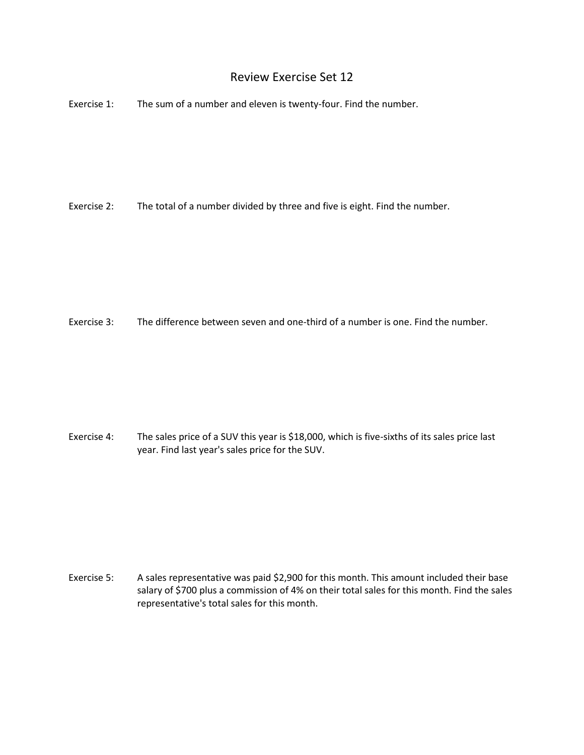# Review Exercise Set 12

Exercise 1: The sum of a number and eleven is twenty-four. Find the number.

Exercise 2: The total of a number divided by three and five is eight. Find the number.

Exercise 3: The difference between seven and one-third of a number is one. Find the number.

Exercise 4: The sales price of a SUV this year is $18,000, which is five-sixths of its sales price last year. Find last year's sales price for the SUV.

Exercise 5: A sales representative was paid $2,900 for this month. This amount included their base salary of $700 plus a commission of 4% on their total sales for this month. Find the sales representative's total sales for this month.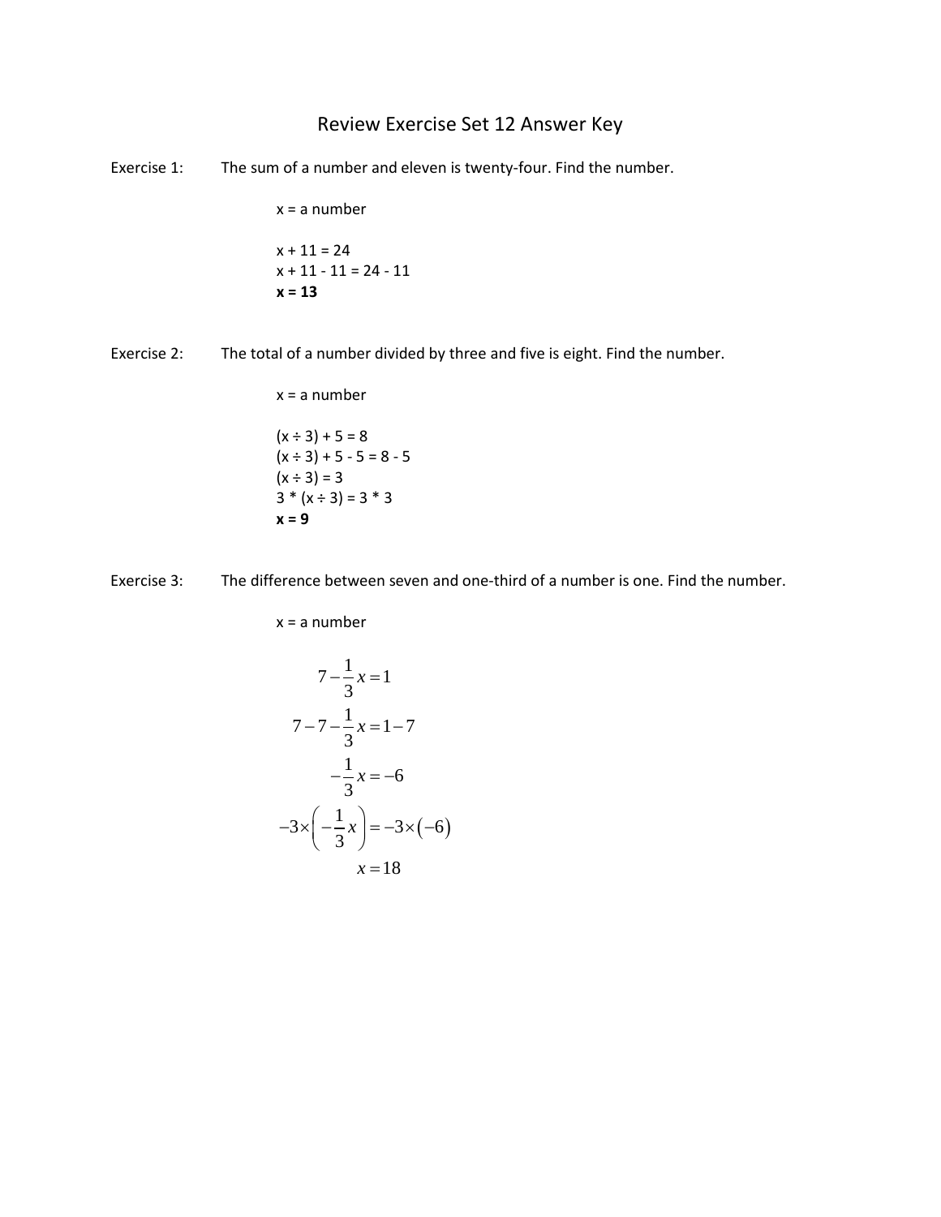# Review Exercise Set 12 Answer Key

Exercise 1: The sum of a number and eleven is twenty-four. Find the number.

x = a number

$x + 11 = 24$
$x + 11 - 11 = 24 - 11$
**$x = 13$**

Exercise 2: The total of a number divided by three and five is eight. Find the number.

x = a number

$(x \div 3) + 5 = 8$
$(x \div 3) + 5 - 5 = 8 - 5$
$(x \div 3) = 3$
$3 * (x \div 3) = 3 * 3$
**$x = 9$**

Exercise 3: The difference between seven and one-third of a number is one. Find the number.

x = a number

$$7 - \frac{1}{3}x = 1$$

$$7 - 7 - \frac{1}{3}x = 1 - 7$$

$$-\frac{1}{3}x = -6$$

$$-3 \times \left(-\frac{1}{3}x\right) = -3 \times (-6)$$

$$x = 18$$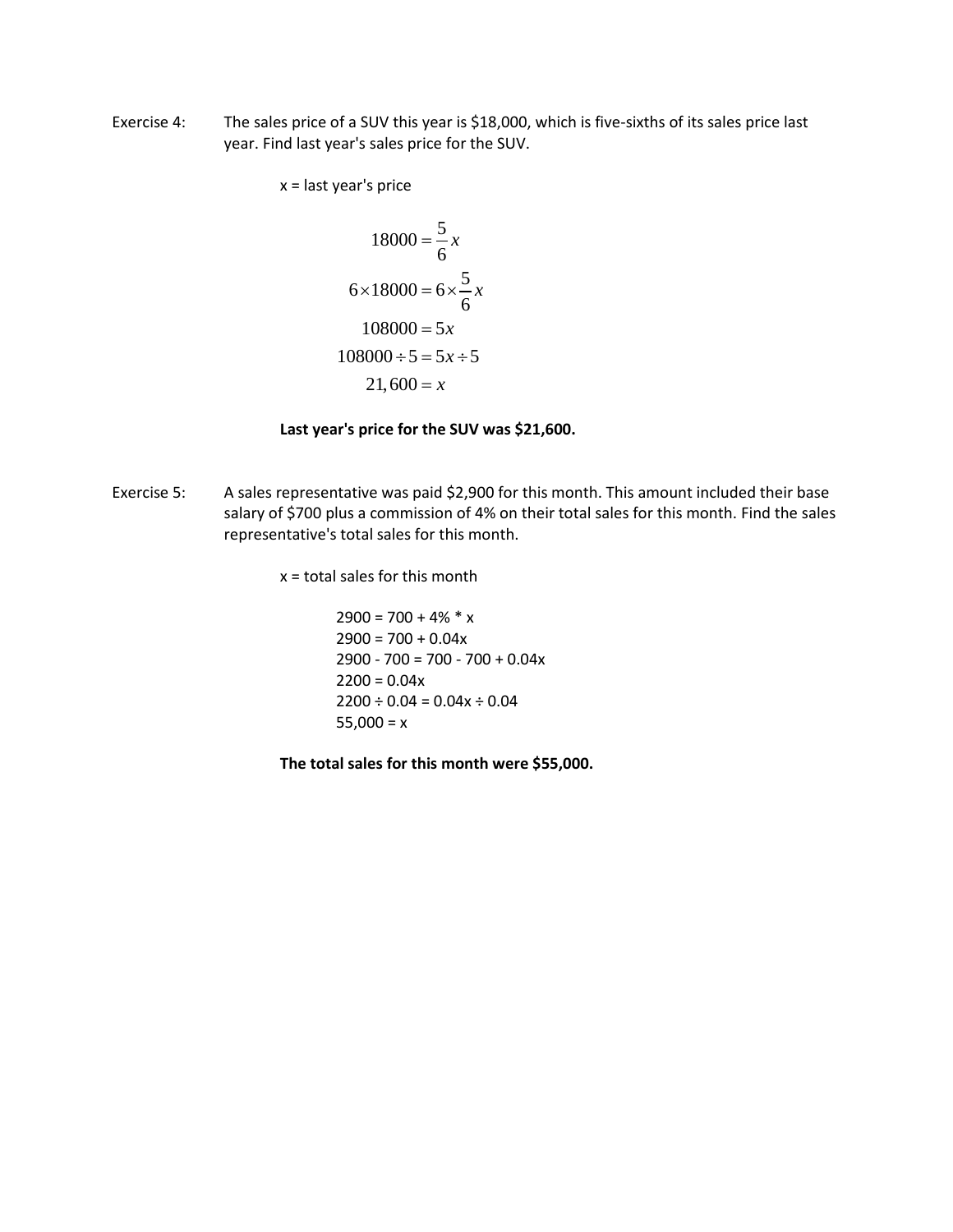Exercise 4: The sales price of a SUV this year is $18,000, which is five-sixths of its sales price last year. Find last year's sales price for the SUV.

x = last year's price

$$18000 = \frac{5}{6}x$$
$$6 \times 18000 = 6 \times \frac{5}{6}x$$
$$108000 = 5x$$
$$108000 \div 5 = 5x \div 5$$
$$21,600 = x$$

**Last year's price for the SUV was $21,600.**

Exercise 5: A sales representative was paid $2,900 for this month. This amount included their base salary of $700 plus a commission of 4% on their total sales for this month. Find the sales representative's total sales for this month.

x = total sales for this month

$$2900 = 700 + 4\% * x$$
$$2900 = 700 + 0.04x$$
$$2900 - 700 = 700 - 700 + 0.04x$$
$$2200 = 0.04x$$
$$2200 \div 0.04 = 0.04x \div 0.04$$
$$55,000 = x$$

**The total sales for this month were $55,000.**